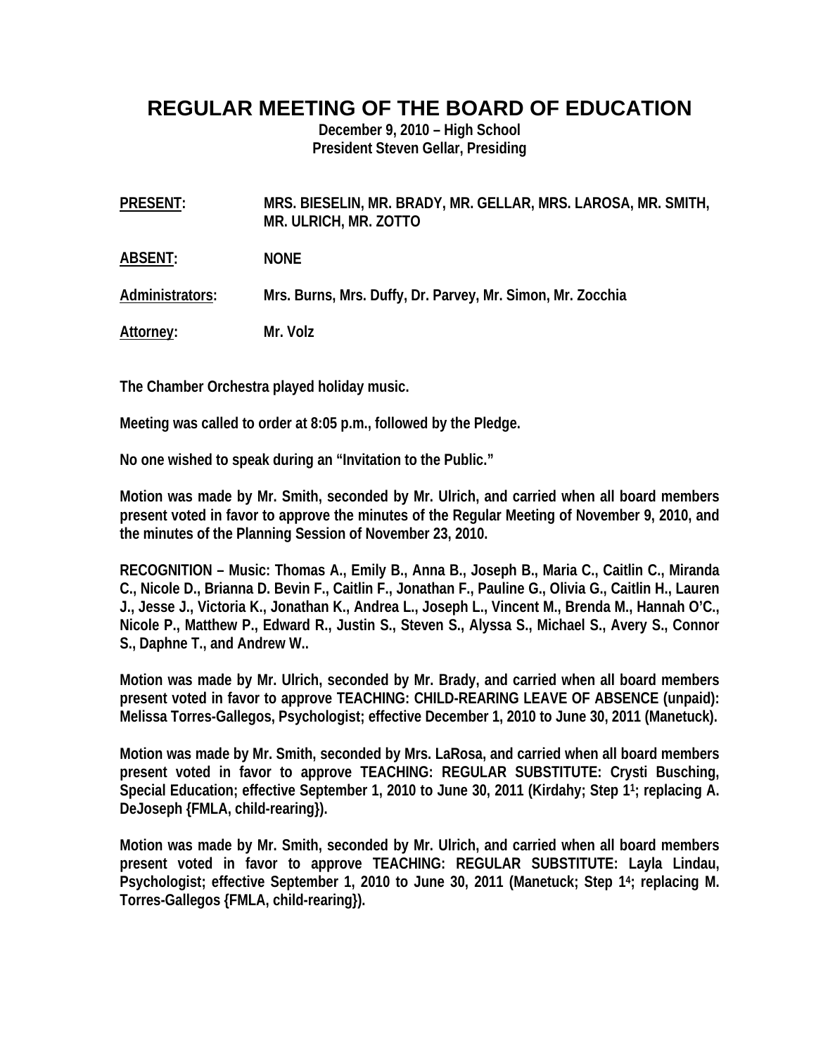# REGULAR MEETING OF THE BOARD OF EDUCATION

**December 9, 2010 – High School**
**President Steven Gellar, Presiding**

**PRESENT:** MRS. BIESELIN, MR. BRADY, MR. GELLAR, MRS. LAROSA, MR. SMITH, MR. ULRICH, MR. ZOTTO

**ABSENT:** NONE

**Administrators:** Mrs. Burns, Mrs. Duffy, Dr. Parvey, Mr. Simon, Mr. Zocchia

**Attorney:** Mr. Volz

The Chamber Orchestra played holiday music.

Meeting was called to order at 8:05 p.m., followed by the Pledge.

No one wished to speak during an "Invitation to the Public."

Motion was made by Mr. Smith, seconded by Mr. Ulrich, and carried when all board members present voted in favor to approve the minutes of the Regular Meeting of November 9, 2010, and the minutes of the Planning Session of November 23, 2010.

RECOGNITION – Music: Thomas A., Emily B., Anna B., Joseph B., Maria C., Caitlin C., Miranda C., Nicole D., Brianna D. Bevin F., Caitlin F., Jonathan F., Pauline G., Olivia G., Caitlin H., Lauren J., Jesse J., Victoria K., Jonathan K., Andrea L., Joseph L., Vincent M., Brenda M., Hannah O'C., Nicole P., Matthew P., Edward R., Justin S., Steven S., Alyssa S., Michael S., Avery S., Connor S., Daphne T., and Andrew W..

Motion was made by Mr. Ulrich, seconded by Mr. Brady, and carried when all board members present voted in favor to approve TEACHING: CHILD-REARING LEAVE OF ABSENCE (unpaid): Melissa Torres-Gallegos, Psychologist; effective December 1, 2010 to June 30, 2011 (Manetuck).

Motion was made by Mr. Smith, seconded by Mrs. LaRosa, and carried when all board members present voted in favor to approve TEACHING: REGULAR SUBSTITUTE: Crysti Busching, Special Education; effective September 1, 2010 to June 30, 2011 (Kirdahy; Step 1[1]; replacing A. DeJoseph {FMLA, child-rearing}).

Motion was made by Mr. Smith, seconded by Mr. Ulrich, and carried when all board members present voted in favor to approve TEACHING: REGULAR SUBSTITUTE: Layla Lindau, Psychologist; effective September 1, 2010 to June 30, 2011 (Manetuck; Step 1[4]; replacing M. Torres-Gallegos {FMLA, child-rearing}).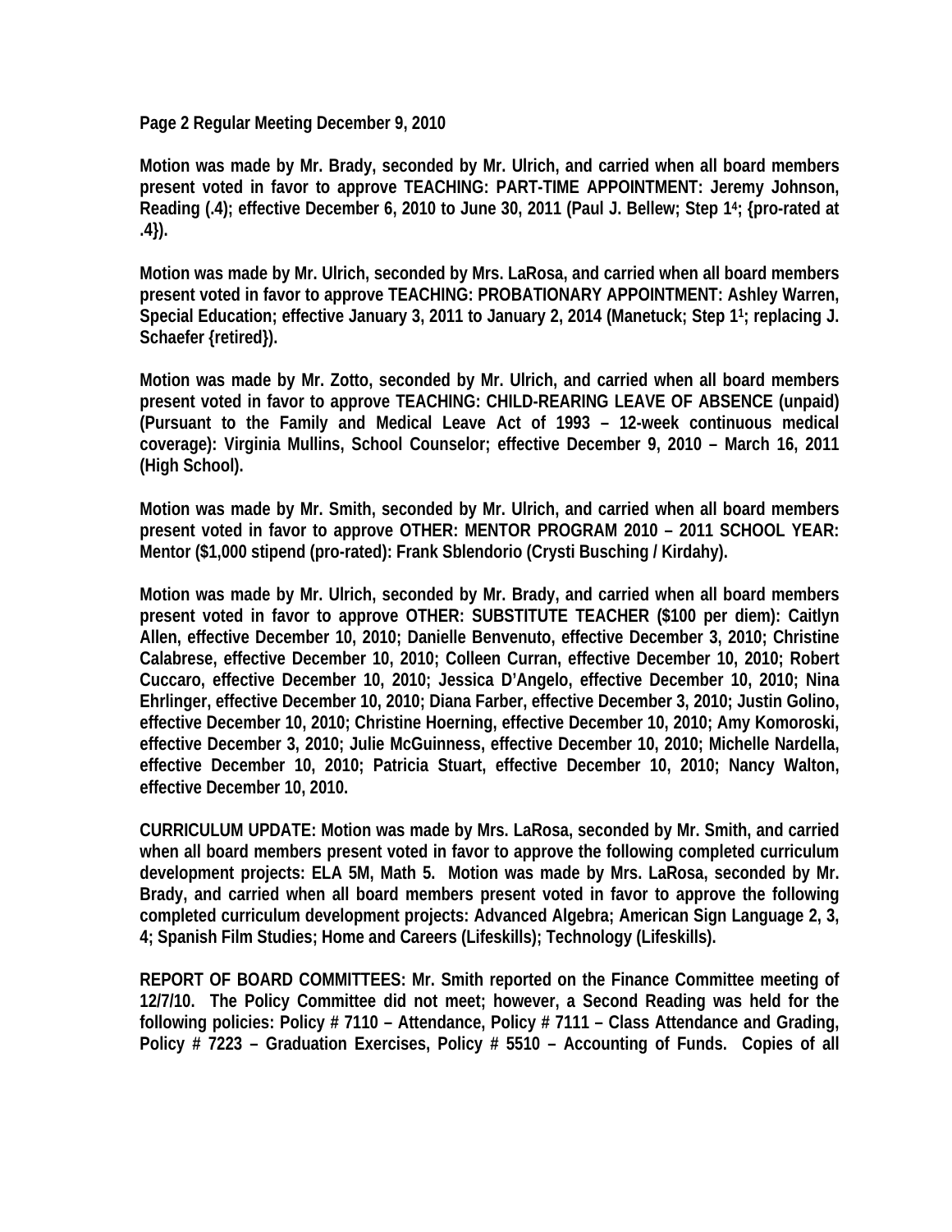**Page 2 Regular Meeting December 9, 2010**

**Motion was made by Mr. Brady, seconded by Mr. Ulrich, and carried when all board members present voted in favor to approve TEACHING: PART-TIME APPOINTMENT: Jeremy Johnson, Reading (.4); effective December 6, 2010 to June 30, 2011 (Paul J. Bellew; Step 1[4]; {pro-rated at .4}).**

**Motion was made by Mr. Ulrich, seconded by Mrs. LaRosa, and carried when all board members present voted in favor to approve TEACHING: PROBATIONARY APPOINTMENT: Ashley Warren, Special Education; effective January 3, 2011 to January 2, 2014 (Manetuck; Step 1[1]; replacing J. Schaefer {retired}).**

**Motion was made by Mr. Zotto, seconded by Mr. Ulrich, and carried when all board members present voted in favor to approve TEACHING: CHILD-REARING LEAVE OF ABSENCE (unpaid) (Pursuant to the Family and Medical Leave Act of 1993 – 12-week continuous medical coverage): Virginia Mullins, School Counselor; effective December 9, 2010 – March 16, 2011 (High School).**

**Motion was made by Mr. Smith, seconded by Mr. Ulrich, and carried when all board members present voted in favor to approve OTHER: MENTOR PROGRAM 2010 – 2011 SCHOOL YEAR: Mentor ($1,000 stipend (pro-rated): Frank Sblendorio (Crysti Busching / Kirdahy).**

**Motion was made by Mr. Ulrich, seconded by Mr. Brady, and carried when all board members present voted in favor to approve OTHER: SUBSTITUTE TEACHER ($100 per diem): Caitlyn Allen, effective December 10, 2010; Danielle Benvenuto, effective December 3, 2010; Christine Calabrese, effective December 10, 2010; Colleen Curran, effective December 10, 2010; Robert Cuccaro, effective December 10, 2010; Jessica D'Angelo, effective December 10, 2010; Nina Ehrlinger, effective December 10, 2010; Diana Farber, effective December 3, 2010; Justin Golino, effective December 10, 2010; Christine Hoerning, effective December 10, 2010; Amy Komoroski, effective December 3, 2010; Julie McGuinness, effective December 10, 2010; Michelle Nardella, effective December 10, 2010; Patricia Stuart, effective December 10, 2010; Nancy Walton, effective December 10, 2010.**

**CURRICULUM UPDATE: Motion was made by Mrs. LaRosa, seconded by Mr. Smith, and carried when all board members present voted in favor to approve the following completed curriculum development projects: ELA 5M, Math 5. Motion was made by Mrs. LaRosa, seconded by Mr. Brady, and carried when all board members present voted in favor to approve the following completed curriculum development projects: Advanced Algebra; American Sign Language 2, 3, 4; Spanish Film Studies; Home and Careers (Lifeskills); Technology (Lifeskills).**

**REPORT OF BOARD COMMITTEES: Mr. Smith reported on the Finance Committee meeting of 12/7/10. The Policy Committee did not meet; however, a Second Reading was held for the following policies: Policy # 7110 – Attendance, Policy # 7111 – Class Attendance and Grading, Policy # 7223 – Graduation Exercises, Policy # 5510 – Accounting of Funds. Copies of all**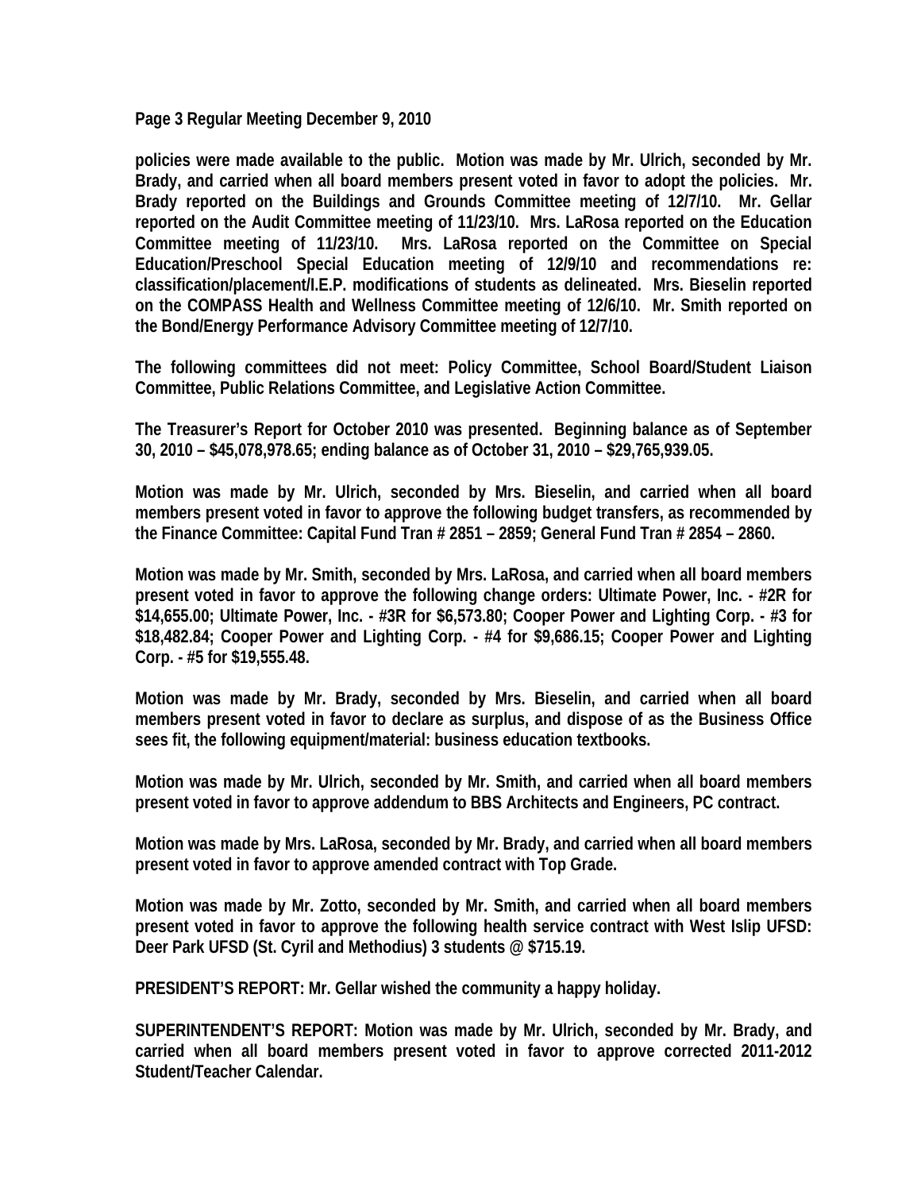policies were made available to the public. Motion was made by Mr. Ulrich, seconded by Mr. Brady, and carried when all board members present voted in favor to adopt the policies. Mr. Brady reported on the Buildings and Grounds Committee meeting of 12/7/10. Mr. Gellar reported on the Audit Committee meeting of 11/23/10. Mrs. LaRosa reported on the Education Committee meeting of 11/23/10. Mrs. LaRosa reported on the Committee on Special Education/Preschool Special Education meeting of 12/9/10 and recommendations re: classification/placement/I.E.P. modifications of students as delineated. Mrs. Bieselin reported on the COMPASS Health and Wellness Committee meeting of 12/6/10. Mr. Smith reported on the Bond/Energy Performance Advisory Committee meeting of 12/7/10.

The following committees did not meet: Policy Committee, School Board/Student Liaison Committee, Public Relations Committee, and Legislative Action Committee.

The Treasurer's Report for October 2010 was presented. Beginning balance as of September 30, 2010 – $45,078,978.65; ending balance as of October 31, 2010 – $29,765,939.05.

Motion was made by Mr. Ulrich, seconded by Mrs. Bieselin, and carried when all board members present voted in favor to approve the following budget transfers, as recommended by the Finance Committee: Capital Fund Tran # 2851 – 2859; General Fund Tran # 2854 – 2860.

Motion was made by Mr. Smith, seconded by Mrs. LaRosa, and carried when all board members present voted in favor to approve the following change orders: Ultimate Power, Inc. - #2R for $14,655.00; Ultimate Power, Inc. - #3R for $6,573.80; Cooper Power and Lighting Corp. - #3 for $18,482.84; Cooper Power and Lighting Corp. - #4 for $9,686.15; Cooper Power and Lighting Corp. - #5 for $19,555.48.

Motion was made by Mr. Brady, seconded by Mrs. Bieselin, and carried when all board members present voted in favor to declare as surplus, and dispose of as the Business Office sees fit, the following equipment/material: business education textbooks.

Motion was made by Mr. Ulrich, seconded by Mr. Smith, and carried when all board members present voted in favor to approve addendum to BBS Architects and Engineers, PC contract.

Motion was made by Mrs. LaRosa, seconded by Mr. Brady, and carried when all board members present voted in favor to approve amended contract with Top Grade.

Motion was made by Mr. Zotto, seconded by Mr. Smith, and carried when all board members present voted in favor to approve the following health service contract with West Islip UFSD: Deer Park UFSD (St. Cyril and Methodius) 3 students @ $715.19.

PRESIDENT'S REPORT: Mr. Gellar wished the community a happy holiday.

SUPERINTENDENT'S REPORT: Motion was made by Mr. Ulrich, seconded by Mr. Brady, and carried when all board members present voted in favor to approve corrected 2011-2012 Student/Teacher Calendar.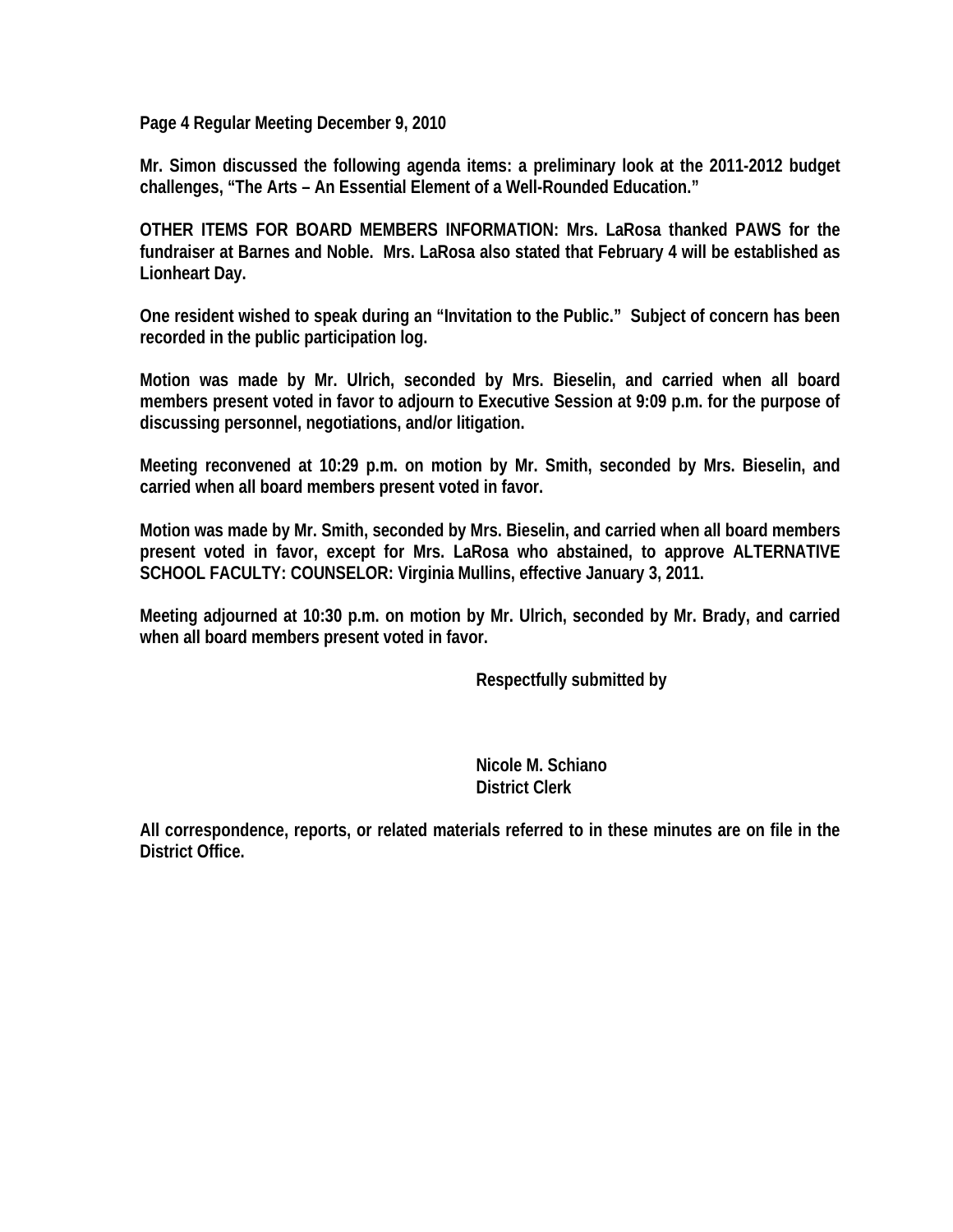Mr. Simon discussed the following agenda items: a preliminary look at the 2011-2012 budget challenges, "The Arts – An Essential Element of a Well-Rounded Education."

OTHER ITEMS FOR BOARD MEMBERS INFORMATION: Mrs. LaRosa thanked PAWS for the fundraiser at Barnes and Noble. Mrs. LaRosa also stated that February 4 will be established as Lionheart Day.

One resident wished to speak during an "Invitation to the Public." Subject of concern has been recorded in the public participation log.

Motion was made by Mr. Ulrich, seconded by Mrs. Bieselin, and carried when all board members present voted in favor to adjourn to Executive Session at 9:09 p.m. for the purpose of discussing personnel, negotiations, and/or litigation.

Meeting reconvened at 10:29 p.m. on motion by Mr. Smith, seconded by Mrs. Bieselin, and carried when all board members present voted in favor.

Motion was made by Mr. Smith, seconded by Mrs. Bieselin, and carried when all board members present voted in favor, except for Mrs. LaRosa who abstained, to approve ALTERNATIVE SCHOOL FACULTY: COUNSELOR: Virginia Mullins, effective January 3, 2011.

Meeting adjourned at 10:30 p.m. on motion by Mr. Ulrich, seconded by Mr. Brady, and carried when all board members present voted in favor.

Respectfully submitted by

Nicole M. Schiano
District Clerk

All correspondence, reports, or related materials referred to in these minutes are on file in the District Office.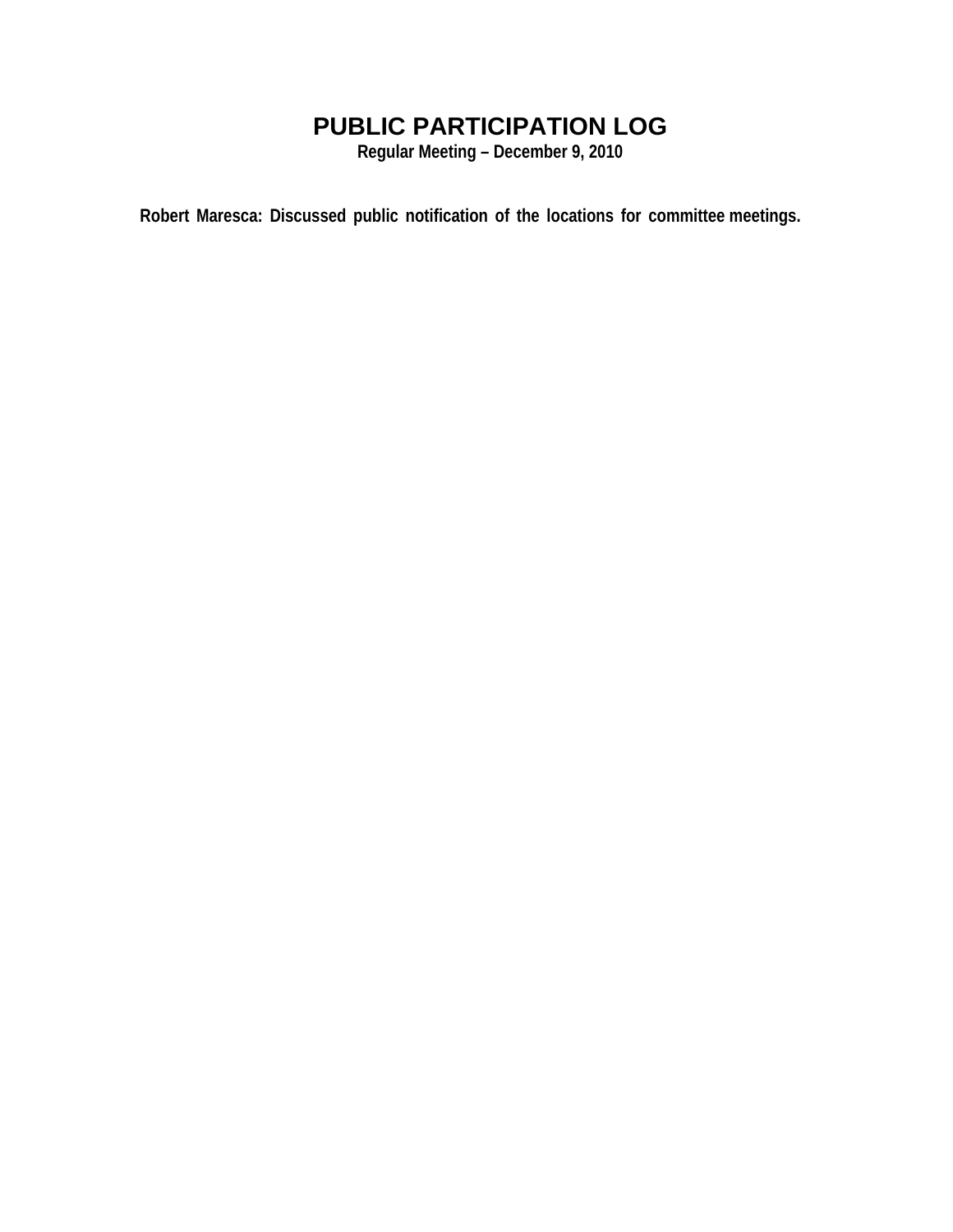# PUBLIC PARTICIPATION LOG

**Regular Meeting – December 9, 2010**

**Robert Maresca: Discussed public notification of the locations for committee meetings.**